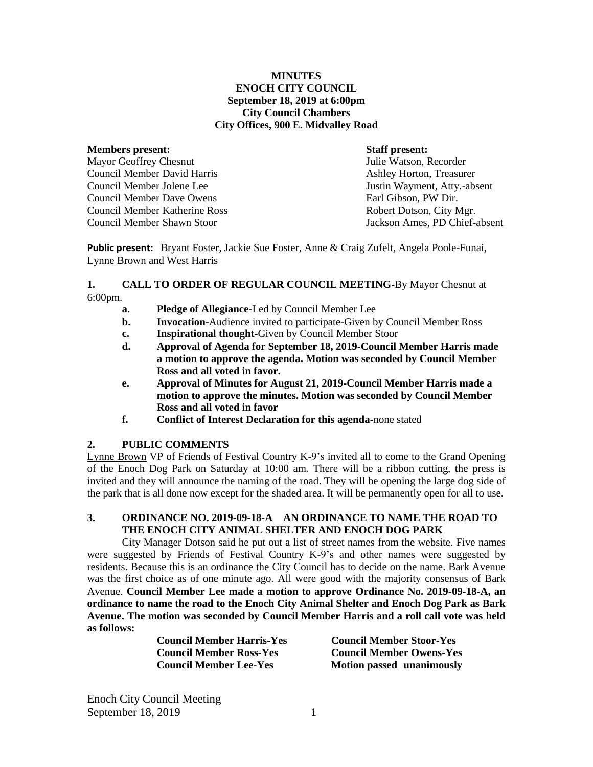**MINUTES**
**ENOCH CITY COUNCIL**
**September 18, 2019 at 6:00pm**
**City Council Chambers**
**City Offices, 900 E. Midvalley Road**

| **Members present:** | **Staff present:** |
|---|---|
| Mayor Geoffrey Chesnut | Julie Watson, Recorder |
| Council Member David Harris | Ashley Horton, Treasurer |
| Council Member Jolene Lee | Justin Wayment, Atty.-absent |
| Council Member Dave Owens | Earl Gibson, PW Dir. |
| Council Member Katherine Ross | Robert Dotson, City Mgr. |
| Council Member Shawn Stoor | Jackson Ames, PD Chief-absent |

**Public present:** Bryant Foster, Jackie Sue Foster, Anne & Craig Zufelt, Angela Poole-Funai, Lynne Brown and West Harris

**1. CALL TO ORDER OF REGULAR COUNCIL MEETING-**By Mayor Chesnut at 6:00pm.

- **a. Pledge of Allegiance-**Led by Council Member Lee
- **b. Invocation-**Audience invited to participate-Given by Council Member Ross
- **c. Inspirational thought-**Given by Council Member Stoor
- **d. Approval of Agenda for September 18, 2019-Council Member Harris made a motion to approve the agenda. Motion was seconded by Council Member Ross and all voted in favor.**
- **e. Approval of Minutes for August 21, 2019-Council Member Harris made a motion to approve the minutes. Motion was seconded by Council Member Ross and all voted in favor**
- **f. Conflict of Interest Declaration for this agenda-**none stated

**2. PUBLIC COMMENTS**

Lynne Brown VP of Friends of Festival Country K-9's invited all to come to the Grand Opening of the Enoch Dog Park on Saturday at 10:00 am. There will be a ribbon cutting, the press is invited and they will announce the naming of the road. They will be opening the large dog side of the park that is all done now except for the shaded area. It will be permanently open for all to use.

**3. ORDINANCE NO. 2019-09-18-A AN ORDINANCE TO NAME THE ROAD TO THE ENOCH CITY ANIMAL SHELTER AND ENOCH DOG PARK**

City Manager Dotson said he put out a list of street names from the website. Five names were suggested by Friends of Festival Country K-9's and other names were suggested by residents. Because this is an ordinance the City Council has to decide on the name. Bark Avenue was the first choice as of one minute ago. All were good with the majority consensus of Bark Avenue. **Council Member Lee made a motion to approve Ordinance No. 2019-09-18-A, an ordinance to name the road to the Enoch City Animal Shelter and Enoch Dog Park as Bark Avenue. The motion was seconded by Council Member Harris and a roll call vote was held as follows:**

| | |
|---|---|
| **Council Member Harris-Yes** | **Council Member Stoor-Yes** |
| **Council Member Ross-Yes** | **Council Member Owens-Yes** |
| **Council Member Lee-Yes** | **Motion passed unanimously** |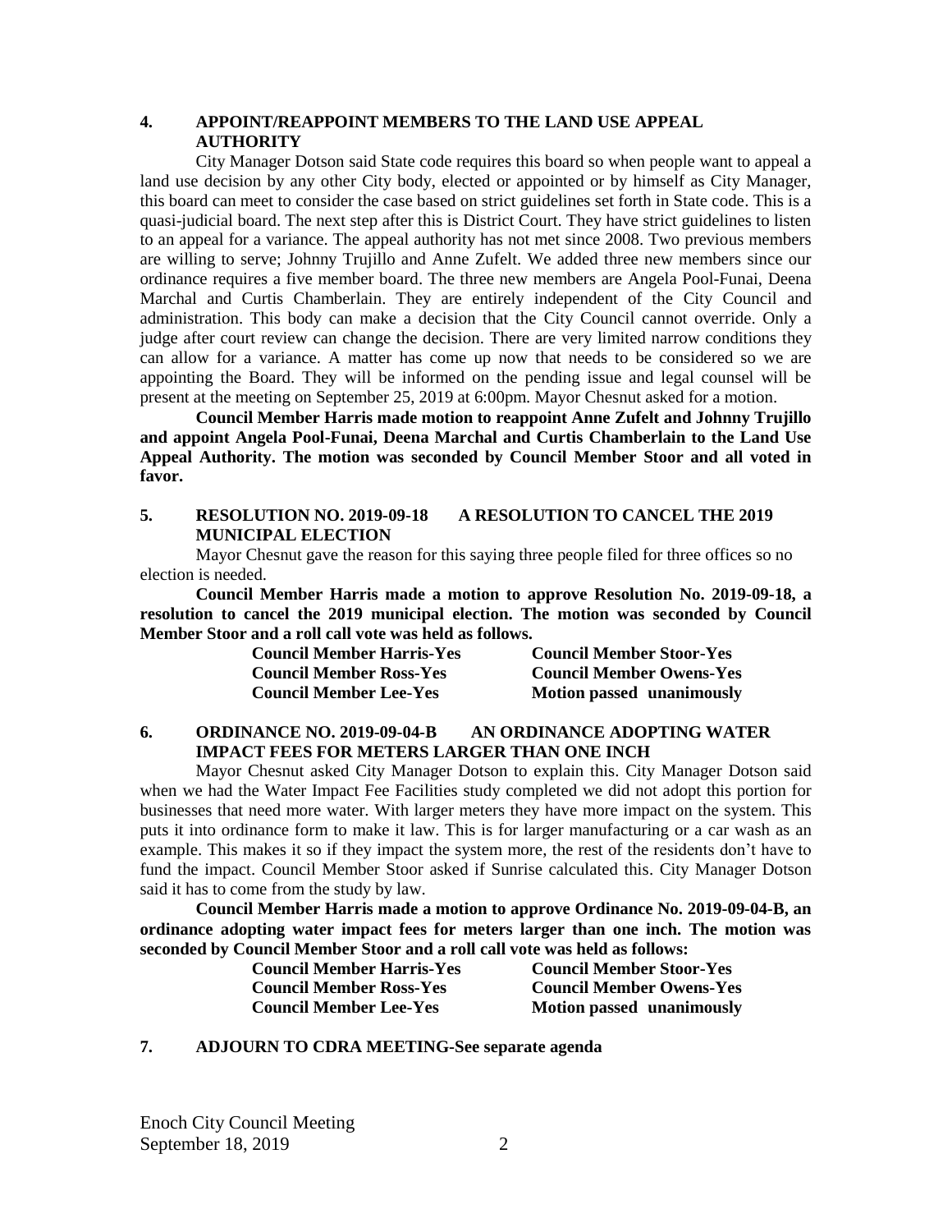**4. APPOINT/REAPPOINT MEMBERS TO THE LAND USE APPEAL AUTHORITY**

City Manager Dotson said State code requires this board so when people want to appeal a land use decision by any other City body, elected or appointed or by himself as City Manager, this board can meet to consider the case based on strict guidelines set forth in State code. This is a quasi-judicial board. The next step after this is District Court. They have strict guidelines to listen to an appeal for a variance. The appeal authority has not met since 2008. Two previous members are willing to serve; Johnny Trujillo and Anne Zufelt. We added three new members since our ordinance requires a five member board. The three new members are Angela Pool-Funai, Deena Marchal and Curtis Chamberlain. They are entirely independent of the City Council and administration. This body can make a decision that the City Council cannot override. Only a judge after court review can change the decision. There are very limited narrow conditions they can allow for a variance. A matter has come up now that needs to be considered so we are appointing the Board. They will be informed on the pending issue and legal counsel will be present at the meeting on September 25, 2019 at 6:00pm. Mayor Chesnut asked for a motion.

**Council Member Harris made motion to reappoint Anne Zufelt and Johnny Trujillo and appoint Angela Pool-Funai, Deena Marchal and Curtis Chamberlain to the Land Use Appeal Authority. The motion was seconded by Council Member Stoor and all voted in favor.**

**5. RESOLUTION NO. 2019-09-18 A RESOLUTION TO CANCEL THE 2019 MUNICIPAL ELECTION**

Mayor Chesnut gave the reason for this saying three people filed for three offices so no election is needed.

**Council Member Harris made a motion to approve Resolution No. 2019-09-18, a resolution to cancel the 2019 municipal election. The motion was seconded by Council Member Stoor and a roll call vote was held as follows.**

| | |
|---|---|
| **Council Member Harris-Yes** | **Council Member Stoor-Yes** |
| **Council Member Ross-Yes** | **Council Member Owens-Yes** |
| **Council Member Lee-Yes** | **Motion passed unanimously** |

**6. ORDINANCE NO. 2019-09-04-B AN ORDINANCE ADOPTING WATER IMPACT FEES FOR METERS LARGER THAN ONE INCH**

Mayor Chesnut asked City Manager Dotson to explain this. City Manager Dotson said when we had the Water Impact Fee Facilities study completed we did not adopt this portion for businesses that need more water. With larger meters they have more impact on the system. This puts it into ordinance form to make it law. This is for larger manufacturing or a car wash as an example. This makes it so if they impact the system more, the rest of the residents don't have to fund the impact. Council Member Stoor asked if Sunrise calculated this. City Manager Dotson said it has to come from the study by law.

**Council Member Harris made a motion to approve Ordinance No. 2019-09-04-B, an ordinance adopting water impact fees for meters larger than one inch. The motion was seconded by Council Member Stoor and a roll call vote was held as follows:**

| | |
|---|---|
| **Council Member Harris-Yes** | **Council Member Stoor-Yes** |
| **Council Member Ross-Yes** | **Council Member Owens-Yes** |
| **Council Member Lee-Yes** | **Motion passed unanimously** |

**7. ADJOURN TO CDRA MEETING-See separate agenda**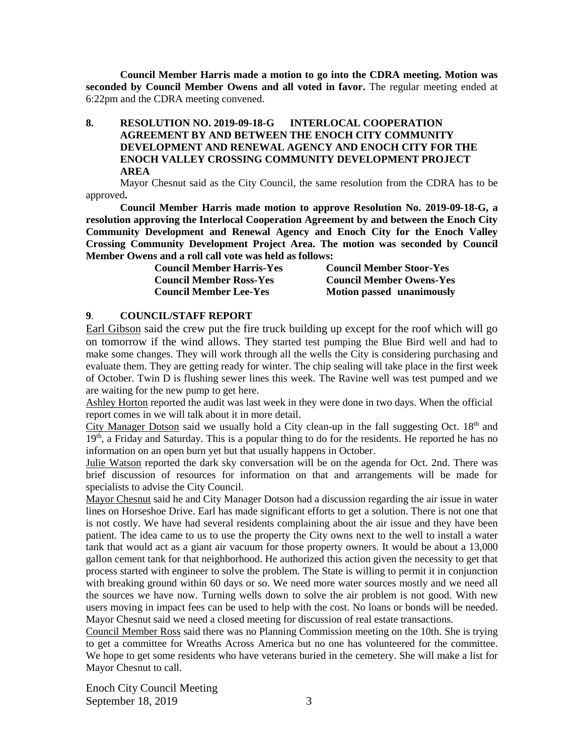**Council Member Harris made a motion to go into the CDRA meeting. Motion was seconded by Council Member Owens and all voted in favor.** The regular meeting ended at 6:22pm and the CDRA meeting convened.

## 8. RESOLUTION NO. 2019-09-18-G INTERLOCAL COOPERATION AGREEMENT BY AND BETWEEN THE ENOCH CITY COMMUNITY DEVELOPMENT AND RENEWAL AGENCY AND ENOCH CITY FOR THE ENOCH VALLEY CROSSING COMMUNITY DEVELOPMENT PROJECT AREA

Mayor Chesnut said as the City Council, the same resolution from the CDRA has to be approved**.**

**Council Member Harris made motion to approve Resolution No. 2019-09-18-G, a resolution approving the Interlocal Cooperation Agreement by and between the Enoch City Community Development and Renewal Agency and Enoch City for the Enoch Valley Crossing Community Development Project Area. The motion was seconded by Council Member Owens and a roll call vote was held as follows:**

| | |
|---|---|
| **Council Member Harris-Yes** | **Council Member Stoor-Yes** |
| **Council Member Ross-Yes** | **Council Member Owens-Yes** |
| **Council Member Lee-Yes** | **Motion passed unanimously** |

## 9. COUNCIL/STAFF REPORT

Earl Gibson said the crew put the fire truck building up except for the roof which will go on tomorrow if the wind allows. They started test pumping the Blue Bird well and had to make some changes. They will work through all the wells the City is considering purchasing and evaluate them. They are getting ready for winter. The chip sealing will take place in the first week of October. Twin D is flushing sewer lines this week. The Ravine well was test pumped and we are waiting for the new pump to get here.

Ashley Horton reported the audit was last week in they were done in two days. When the official report comes in we will talk about it in more detail.

City Manager Dotson said we usually hold a City clean-up in the fall suggesting Oct. 18th and 19th, a Friday and Saturday. This is a popular thing to do for the residents. He reported he has no information on an open burn yet but that usually happens in October.

Julie Watson reported the dark sky conversation will be on the agenda for Oct. 2nd. There was brief discussion of resources for information on that and arrangements will be made for specialists to advise the City Council.

Mayor Chesnut said he and City Manager Dotson had a discussion regarding the air issue in water lines on Horseshoe Drive. Earl has made significant efforts to get a solution. There is not one that is not costly. We have had several residents complaining about the air issue and they have been patient. The idea came to us to use the property the City owns next to the well to install a water tank that would act as a giant air vacuum for those property owners. It would be about a 13,000 gallon cement tank for that neighborhood. He authorized this action given the necessity to get that process started with engineer to solve the problem. The State is willing to permit it in conjunction with breaking ground within 60 days or so. We need more water sources mostly and we need all the sources we have now. Turning wells down to solve the air problem is not good. With new users moving in impact fees can be used to help with the cost. No loans or bonds will be needed. Mayor Chesnut said we need a closed meeting for discussion of real estate transactions.

Council Member Ross said there was no Planning Commission meeting on the 10th. She is trying to get a committee for Wreaths Across America but no one has volunteered for the committee. We hope to get some residents who have veterans buried in the cemetery. She will make a list for Mayor Chesnut to call.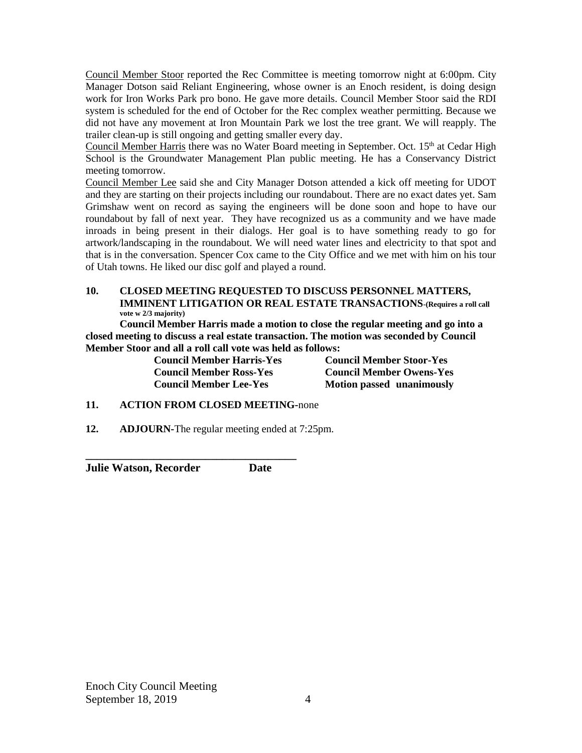Council Member Stoor reported the Rec Committee is meeting tomorrow night at 6:00pm. City Manager Dotson said Reliant Engineering, whose owner is an Enoch resident, is doing design work for Iron Works Park pro bono. He gave more details. Council Member Stoor said the RDI system is scheduled for the end of October for the Rec complex weather permitting. Because we did not have any movement at Iron Mountain Park we lost the tree grant. We will reapply. The trailer clean-up is still ongoing and getting smaller every day.

Council Member Harris there was no Water Board meeting in September. Oct. 15th at Cedar High School is the Groundwater Management Plan public meeting. He has a Conservancy District meeting tomorrow.

Council Member Lee said she and City Manager Dotson attended a kick off meeting for UDOT and they are starting on their projects including our roundabout. There are no exact dates yet. Sam Grimshaw went on record as saying the engineers will be done soon and hope to have our roundabout by fall of next year. They have recognized us as a community and we have made inroads in being present in their dialogs. Her goal is to have something ready to go for artwork/landscaping in the roundabout. We will need water lines and electricity to that spot and that is in the conversation. Spencer Cox came to the City Office and we met with him on his tour of Utah towns. He liked our disc golf and played a round.

**10. CLOSED MEETING REQUESTED TO DISCUSS PERSONNEL MATTERS, IMMINENT LITIGATION OR REAL ESTATE TRANSACTIONS-(Requires a roll call vote w 2/3 majority)**

**Council Member Harris made a motion to close the regular meeting and go into a closed meeting to discuss a real estate transaction. The motion was seconded by Council Member Stoor and all a roll call vote was held as follows:**

| | |
|---|---|
| **Council Member Harris-Yes** | **Council Member Stoor-Yes** |
| **Council Member Ross-Yes** | **Council Member Owens-Yes** |
| **Council Member Lee-Yes** | **Motion passed unanimously** |

**11. ACTION FROM CLOSED MEETING**-none

**12. ADJOURN**-The regular meeting ended at 7:25pm.

\_\_\_\_\_\_\_\_\_\_\_\_\_\_\_\_\_\_\_\_\_\_\_\_\_\_\_\_\_\_\_\_\_\_\_\_\_\_\_\_

**Julie Watson, Recorder Date**